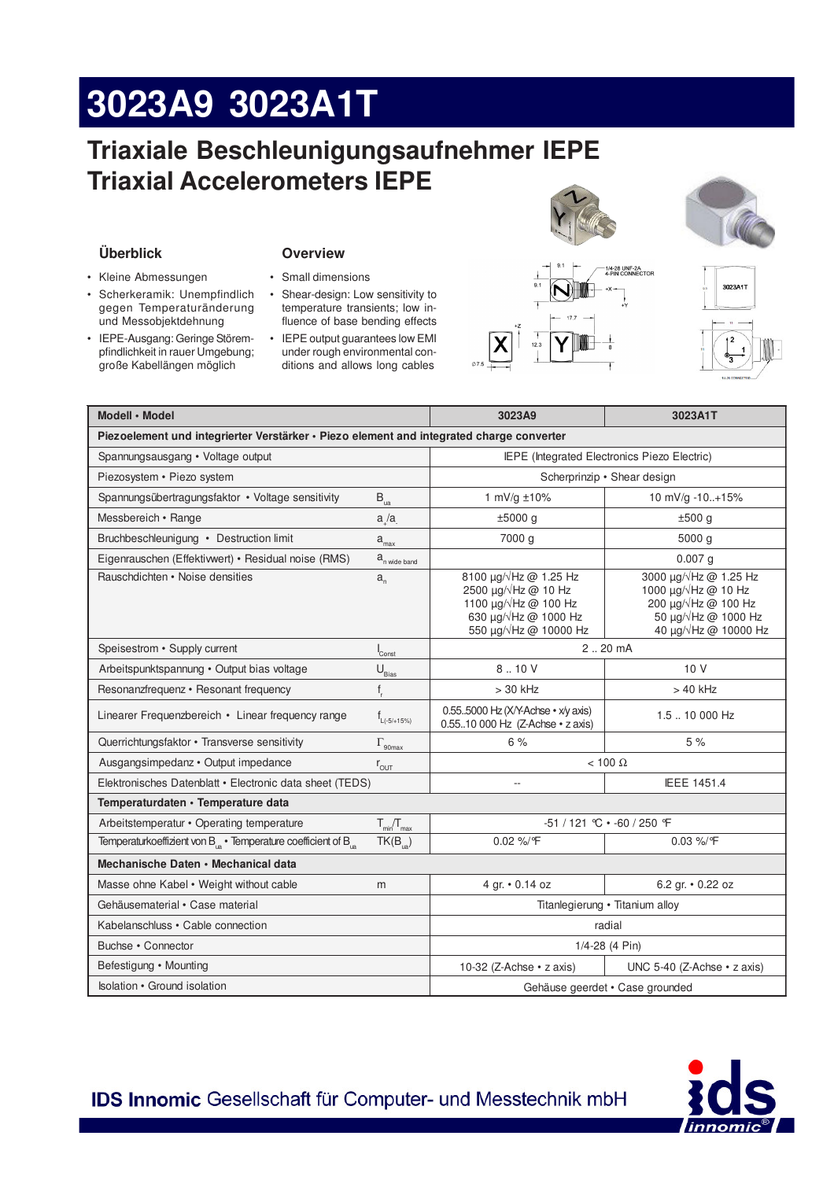# 3023A9 3023A1T

## Triaxiale Beschleunigungsaufnehmer IEPE
## Triaxial Accelerometers IEPE

### Überblick

- Kleine Abmessungen
- Scherkeramik: Unempfindlich gegen Temperaturänderung und Messobjektdehnung
- IEPE-Ausgang: Geringe Störempfindlichkeit in rauer Umgebung; große Kabellängen möglich

### Overview

- Small dimensions
- Shear-design: Low sensitivity to temperature transients; low influence of base bending effects
- IEPE output guarantees low EMI under rough environmental conditions and allows long cables

| Modell • Model | | 3023A9 | 3023A1T |
|---|---|---|---|
| **Piezoelement und integrierter Verstärker • Piezo element and integrated charge converter** | | | |
| Spannungsausgang • Voltage output | | IEPE (Integrated Electronics Piezo Electric) | |
| Piezosystem • Piezo system | | Scherprinzip • Shear design | |
| Spannungsübertragungsfaktor • Voltage sensitivity | $B_{ua}$ | 1 mV/g ±10% | 10 mV/g -10..+15% |
| Messbereich • Range | $a_+/a_-$ | ±5000 g | ±500 g |
| Bruchbeschleunigung • Destruction limit | $a_{max}$ | 7000 g | 5000 g |
| Eigenrauschen (Effektivwert) • Residual noise (RMS) | $a_{n\ wide\ band}$ | | 0.007 g |
| Rauschdichten • Noise densities | $a_n$ | 8100 µg/√Hz @ 1.25 Hz<br>2500 µg/√Hz @ 10 Hz<br>1100 µg/√Hz @ 100 Hz<br>630 µg/√Hz @ 1000 Hz<br>550 µg/√Hz @ 10000 Hz | 3000 µg/√Hz @ 1.25 Hz<br>1000 µg/√Hz @ 10 Hz<br>200 µg/√Hz @ 100 Hz<br>50 µg/√Hz @ 1000 Hz<br>40 µg/√Hz @ 10000 Hz |
| Speisestrom • Supply current | $I_{Const}$ | 2 .. 20 mA | |
| Arbeitspunktspannung • Output bias voltage | $U_{Bias}$ | 8 .. 10 V | 10 V |
| Resonanzfrequenz • Resonant frequency | $f_r$ | > 30 kHz | > 40 kHz |
| Linearer Frequenzbereich • Linear frequency range | $f_{L(-5/+15\%)}$ | 0.55..5000 Hz (X/Y-Achse • x/y axis)<br>0.55..10 000 Hz (Z-Achse • z axis) | 1.5 .. 10 000 Hz |
| Querrichtungsfaktor • Transverse sensitivity | $\Gamma_{90max}$ | 6 % | 5 % |
| Ausgangsimpedanz • Output impedance | $r_{OUT}$ | < 100 Ω | |
| Elektronisches Datenblatt • Electronic data sheet (TEDS) | | -- | IEEE 1451.4 |
| **Temperaturdaten • Temperature data** | | | |
| Arbeitstemperatur • Operating temperature | $T_{min}/T_{max}$ | -51 / 121 °C • -60 / 250 °F | |
| Temperaturkoeffizient von $B_{ua}$ • Temperature coefficient of $B_{ua}$ | $TK(B_{ua})$ | 0.02 %/°F | 0.03 %/°F |
| **Mechanische Daten • Mechanical data** | | | |
| Masse ohne Kabel • Weight without cable | m | 4 gr. • 0.14 oz | 6.2 gr. • 0.22 oz |
| Gehäusematerial • Case material | | Titanlegierung • Titanium alloy | |
| Kabelanschluss • Cable connection | | radial | |
| Buchse • Connector | | 1/4-28 (4 Pin) | |
| Befestigung • Mounting | | 10-32 (Z-Achse • z axis) | UNC 5-40 (Z-Achse • z axis) |
| Isolation • Ground isolation | | Gehäuse geerdet • Case grounded | |

**IDS Innomic** Gesellschaft für Computer- und Messtechnik mbH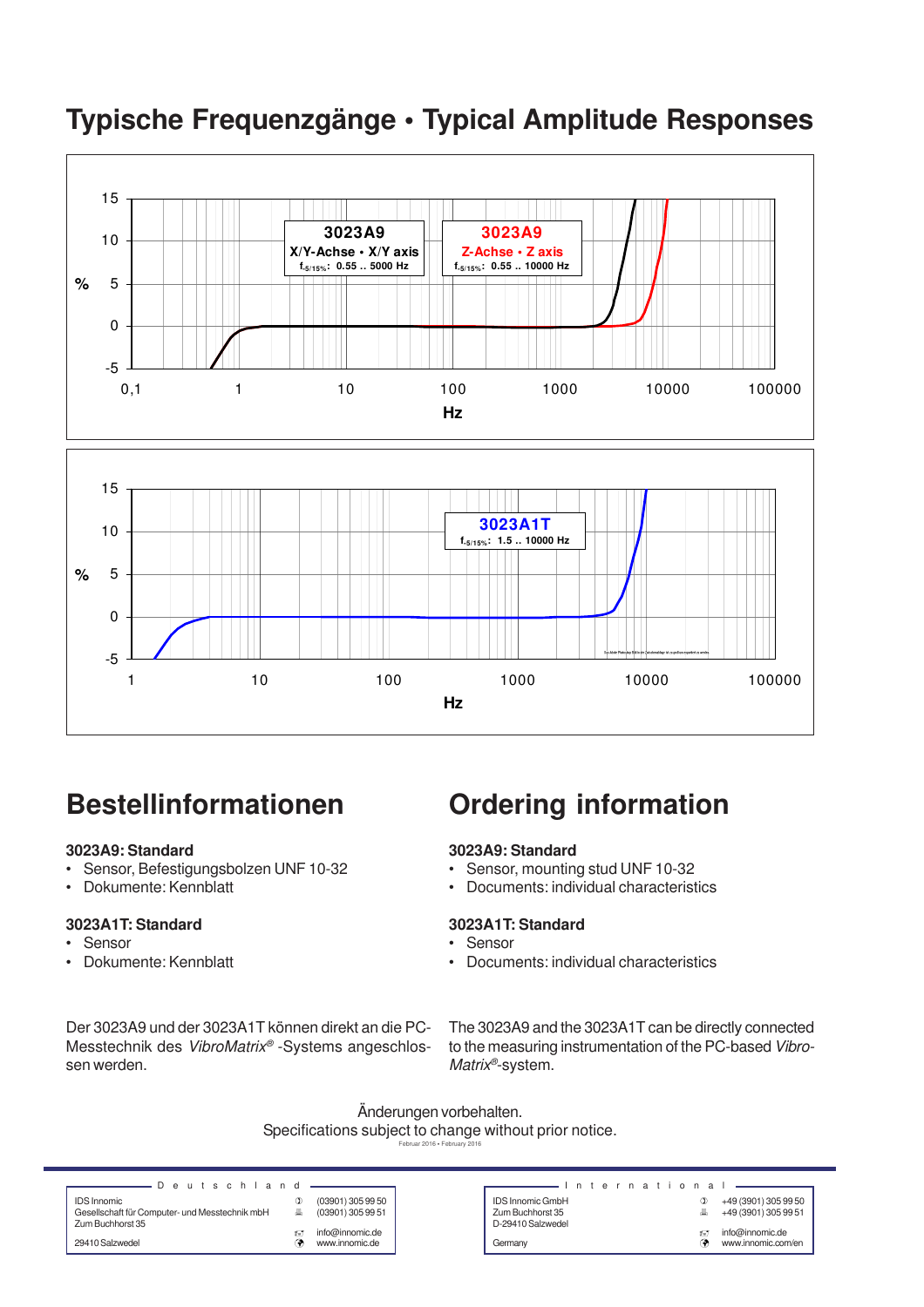# Typische Frequenzgänge • Typical Amplitude Responses

3023A9
X/Y-Achse • X/Y axis
$f_{-5/15\%}$: 0.55 .. 5000 Hz

3023A9
Z-Achse • Z axis
$f_{-5/15\%}$: 0.55 .. 10000 Hz

15
10
%
5
0
-5
0,1
1
10
100
1000
10000
100000
Hz

3023A1T
$f_{-5/15\%}$: 1.5 .. 10000 Hz

15
10
%
5
0
-5
1
10
100
1000
10000
100000
Hz

## Bestellinformationen

**3023A9: Standard**

- Sensor, Befestigungsbolzen UNF 10-32
- Dokumente: Kennblatt

**3023A1T: Standard**

- Sensor
- Dokumente: Kennblatt

Der 3023A9 und der 3023A1T können direkt an die PC-Messtechnik des *VibroMatrix®* -Systems angeschlossen werden.

## Ordering information

**3023A9: Standard**

- Sensor, mounting stud UNF 10-32
- Documents: individual characteristics

**3023A1T: Standard**

- Sensor
- Documents: individual characteristics

The 3023A9 and the 3023A1T can be directly connected to the measuring instrumentation of the PC-based *Vibro-Matrix®*-system.

Änderungen vorbehalten.
Specifications subject to change without prior notice.
Februar 2016 • February 2016

**Deutschland**

IDS Innomic
Gesellschaft für Computer- und Messtechnik mbH
Zum Buchhorst 35

29410 Salzwedel

(03901) 305 99 50
(03901) 305 99 51

info@innomic.de
www.innomic.de

**International**

IDS Innomic GmbH
Zum Buchhorst 35
D-29410 Salzwedel

Germany

+49 (3901) 305 99 50
+49 (3901) 305 99 51

info@innomic.de
www.innomic.com/en